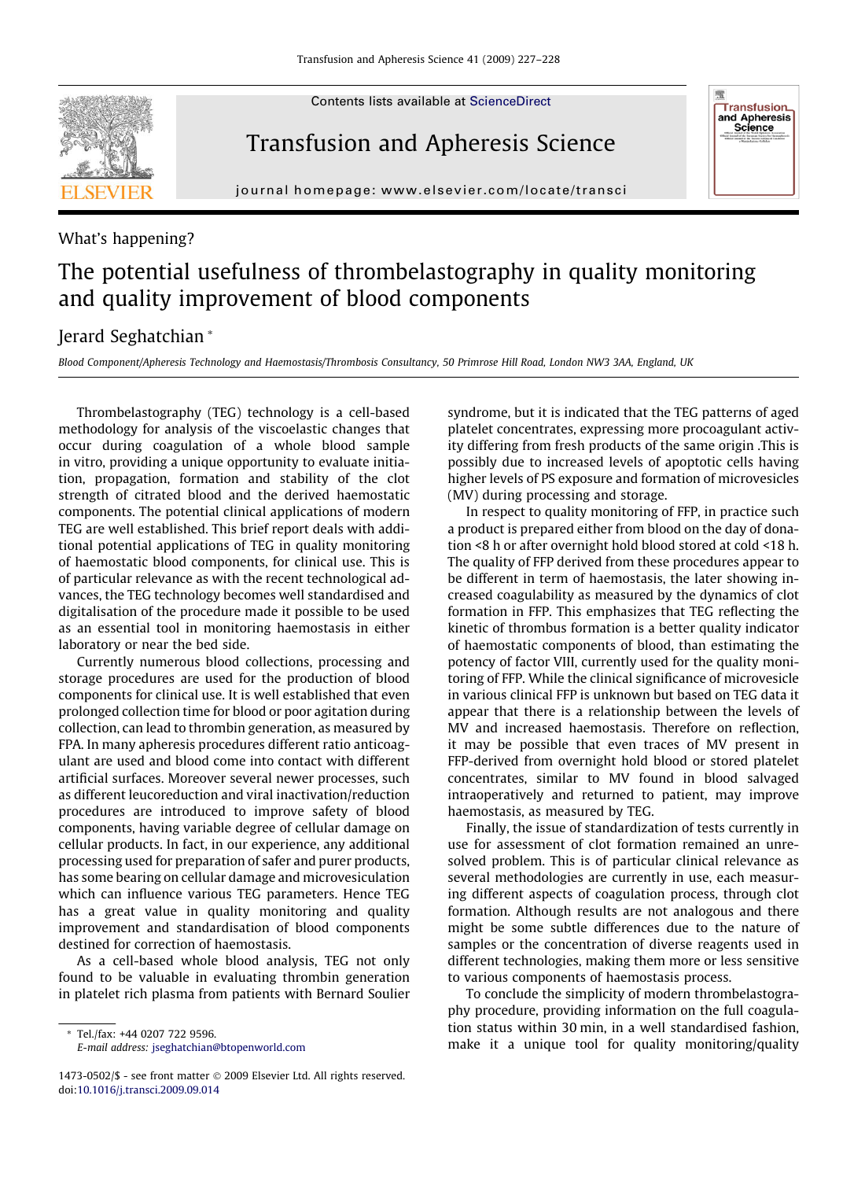What's happening?

# The potential usefulness of thrombelastography in quality monitoring and quality improvement of blood components

Jerard Seghatchian *

*Blood Component/Apheresis Technology and Haemostasis/Thrombosis Consultancy, 50 Primrose Hill Road, London NW3 3AA, England, UK*

Thrombelastography (TEG) technology is a cell-based methodology for analysis of the viscoelastic changes that occur during coagulation of a whole blood sample in vitro, providing a unique opportunity to evaluate initiation, propagation, formation and stability of the clot strength of citrated blood and the derived haemostatic components. The potential clinical applications of modern TEG are well established. This brief report deals with additional potential applications of TEG in quality monitoring of haemostatic blood components, for clinical use. This is of particular relevance as with the recent technological advances, the TEG technology becomes well standardised and digitalisation of the procedure made it possible to be used as an essential tool in monitoring haemostasis in either laboratory or near the bed side.

Currently numerous blood collections, processing and storage procedures are used for the production of blood components for clinical use. It is well established that even prolonged collection time for blood or poor agitation during collection, can lead to thrombin generation, as measured by FPA. In many apheresis procedures different ratio anticoagulant are used and blood come into contact with different artificial surfaces. Moreover several newer processes, such as different leucoreduction and viral inactivation/reduction procedures are introduced to improve safety of blood components, having variable degree of cellular damage on cellular products. In fact, in our experience, any additional processing used for preparation of safer and purer products, has some bearing on cellular damage and microvesiculation which can influence various TEG parameters. Hence TEG has a great value in quality monitoring and quality improvement and standardisation of blood components destined for correction of haemostasis.

As a cell-based whole blood analysis, TEG not only found to be valuable in evaluating thrombin generation in platelet rich plasma from patients with Bernard Soulier syndrome, but it is indicated that the TEG patterns of aged platelet concentrates, expressing more procoagulant activity differing from fresh products of the same origin .This is possibly due to increased levels of apoptotic cells having higher levels of PS exposure and formation of microvesicles (MV) during processing and storage.

In respect to quality monitoring of FFP, in practice such a product is prepared either from blood on the day of donation <8 h or after overnight hold blood stored at cold <18 h. The quality of FFP derived from these procedures appear to be different in term of haemostasis, the later showing increased coagulability as measured by the dynamics of clot formation in FFP. This emphasizes that TEG reflecting the kinetic of thrombus formation is a better quality indicator of haemostatic components of blood, than estimating the potency of factor VIII, currently used for the quality monitoring of FFP. While the clinical significance of microvesicle in various clinical FFP is unknown but based on TEG data it appear that there is a relationship between the levels of MV and increased haemostasis. Therefore on reflection, it may be possible that even traces of MV present in FFP-derived from overnight hold blood or stored platelet concentrates, similar to MV found in blood salvaged intraoperatively and returned to patient, may improve haemostasis, as measured by TEG.

Finally, the issue of standardization of tests currently in use for assessment of clot formation remained an unresolved problem. This is of particular clinical relevance as several methodologies are currently in use, each measuring different aspects of coagulation process, through clot formation. Although results are not analogous and there might be some subtle differences due to the nature of samples or the concentration of diverse reagents used in different technologies, making them more or less sensitive to various components of haemostasis process.

To conclude the simplicity of modern thrombelastography procedure, providing information on the full coagulation status within 30 min, in a well standardised fashion, make it a unique tool for quality monitoring/quality

* Tel./fax: +44 0207 722 9596.
E-mail address: jseghatchian@btopenworld.com

1473-0502/$ - see front matter © 2009 Elsevier Ltd. All rights reserved.
doi:10.1016/j.transci.2009.09.014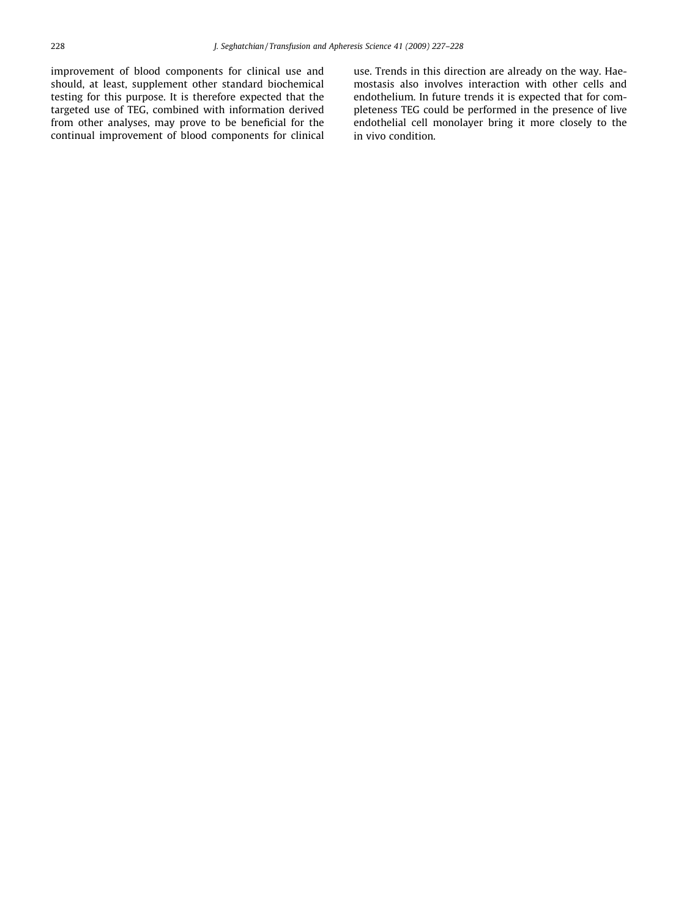improvement of blood components for clinical use and should, at least, supplement other standard biochemical testing for this purpose. It is therefore expected that the targeted use of TEG, combined with information derived from other analyses, may prove to be beneficial for the continual improvement of blood components for clinical use. Trends in this direction are already on the way. Haemostasis also involves interaction with other cells and endothelium. In future trends it is expected that for completeness TEG could be performed in the presence of live endothelial cell monolayer bring it more closely to the in vivo condition.